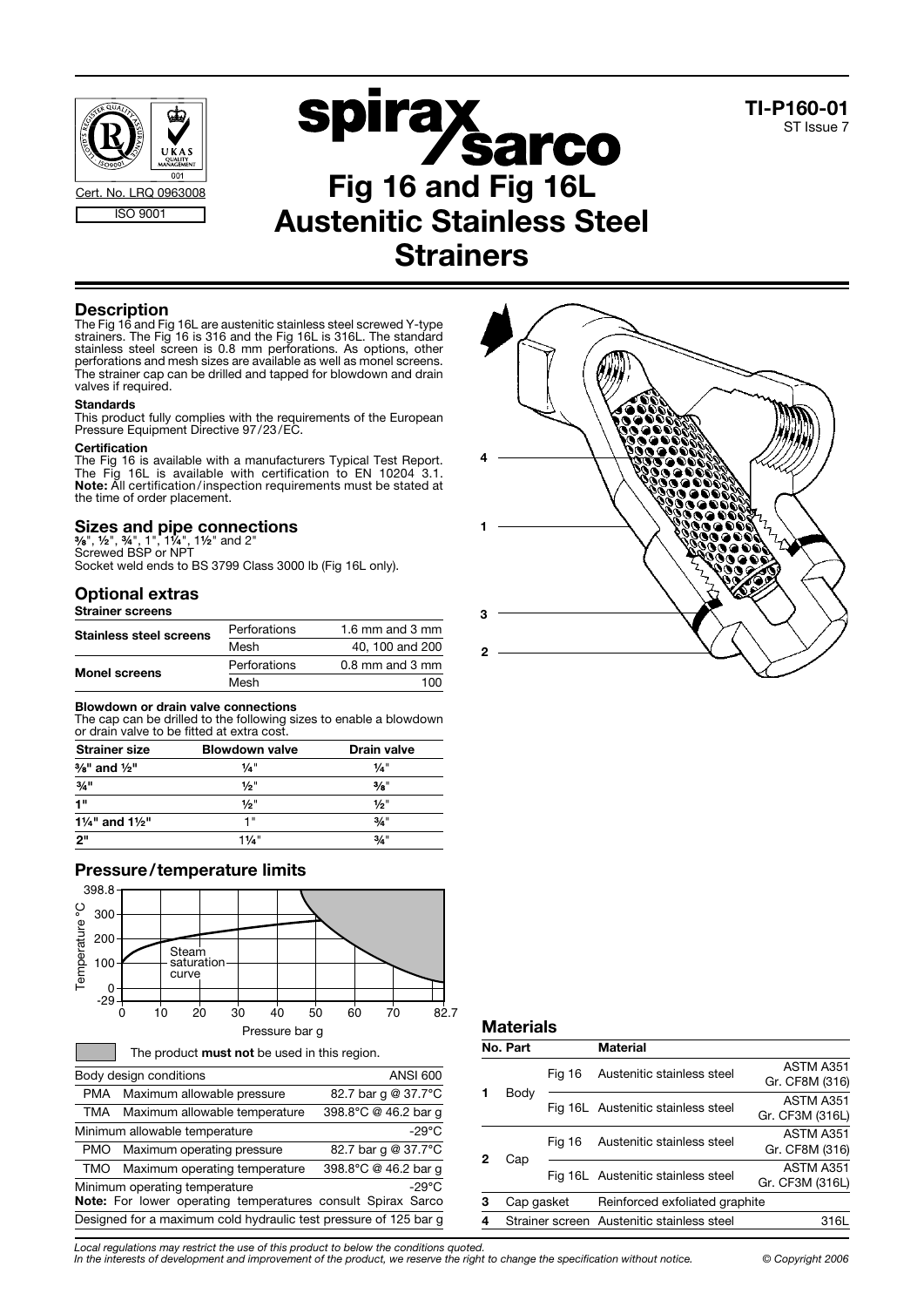Cert. No. LRQ 0963008

ISO 9001

**TI-P160-01**
ST Issue 7

# Fig 16 and Fig 16L Austenitic Stainless Steel Strainers

## Description

The Fig 16 and Fig 16L are austenitic stainless steel screwed Y-type strainers. The Fig 16 is 316 and the Fig 16L is 316L. The standard stainless steel screen is 0.8 mm perforations. As options, other perforations and mesh sizes are available as well as monel screens. The strainer cap can be drilled and tapped for blowdown and drain valves if required.

#### Standards

This product fully complies with the requirements of the European Pressure Equipment Directive 97/23/EC.

#### Certification

The Fig 16 is available with a manufacturers Typical Test Report. The Fig 16L is available with certification to EN 10204 3.1.
**Note:** All certification/inspection requirements must be stated at the time of order placement.

## Sizes and pipe connections

⅜", ½", ¾", 1", 1¼", 1½" and 2"
Screwed BSP or NPT
Socket weld ends to BS 3799 Class 3000 lb (Fig 16L only).

## Optional extras

#### Strainer screens

| | | |
|---|---|---|
| **Stainless steel screens** | Perforations | 1.6 mm and 3 mm |
| | Mesh | 40, 100 and 200 |
| **Monel screens** | Perforations | 0.8 mm and 3 mm |
| | Mesh | 100 |

#### Blowdown or drain valve connections

The cap can be drilled to the following sizes to enable a blowdown or drain valve to be fitted at extra cost.

| Strainer size | Blowdown valve | Drain valve |
|---|---|---|
| ⅜" and ½" | ¼" | ¼" |
| ¾" | ½" | ⅜" |
| 1" | ½" | ½" |
| 1¼" and 1½" | 1" | ¾" |
| 2" | 1¼" | ¾" |

## Pressure/temperature limits

The product **must not** be used in this region.

| | | |
|---|---|---|
| Body design conditions | | ANSI 600 |
| PMA | Maximum allowable pressure | 82.7 bar g @ 37.7°C |
| TMA | Maximum allowable temperature | 398.8°C @ 46.2 bar g |
| Minimum allowable temperature | | -29°C |
| PMO | Maximum operating pressure | 82.7 bar g @ 37.7°C |
| TMO | Maximum operating temperature | 398.8°C @ 46.2 bar g |
| Minimum operating temperature | | -29°C |

**Note:** For lower operating temperatures consult Spirax Sarco

Designed for a maximum cold hydraulic test pressure of 125 bar g

## Materials

| No. | Part | | Material | |
|---|---|---|---|---|
| 1 | Body | Fig 16 | Austenitic stainless steel | ASTM A351 Gr. CF8M (316) |
| | | Fig 16L | Austenitic stainless steel | ASTM A351 Gr. CF3M (316L) |
| 2 | Cap | Fig 16 | Austenitic stainless steel | ASTM A351 Gr. CF8M (316) |
| | | Fig 16L | Austenitic stainless steel | ASTM A351 Gr. CF3M (316L) |
| 3 | Cap gasket | | Reinforced exfoliated graphite | |
| 4 | Strainer screen | | Austenitic stainless steel | 316L |

*Local regulations may restrict the use of this product to below the conditions quoted.*
*In the interests of development and improvement of the product, we reserve the right to change the specification without notice.* © Copyright 2006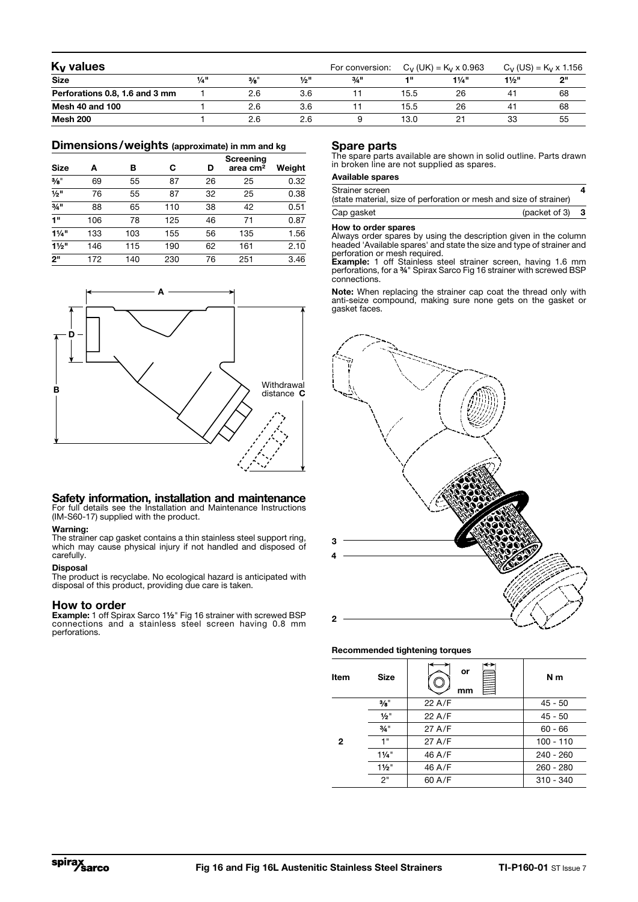## $K_V$ values

For conversion: $C_V$ (UK) = $K_V$ x 0.963 $C_V$ (US) = $K_V$ x 1.156

| Size | ¼" | ⅜" | ½" | ¾" | 1" | 1¼" | 1½" | 2" |
|---|---|---|---|---|---|---|---|---|
| **Perforations 0.8, 1.6 and 3 mm** | 1 | 2.6 | 3.6 | 11 | 15.5 | 26 | 41 | 68 |
| **Mesh 40 and 100** | 1 | 2.6 | 3.6 | 11 | 15.5 | 26 | 41 | 68 |
| **Mesh 200** | 1 | 2.6 | 2.6 | 9 | 13.0 | 21 | 33 | 55 |

## Dimensions / weights (approximate) in mm and kg

| Size | A | B | C | D | Screening area $cm^2$ | Weight |
|---|---|---|---|---|---|---|
| ⅜" | 69 | 55 | 87 | 26 | 25 | 0.32 |
| ½" | 76 | 55 | 87 | 32 | 25 | 0.38 |
| ¾" | 88 | 65 | 110 | 38 | 42 | 0.51 |
| 1" | 106 | 78 | 125 | 46 | 71 | 0.87 |
| 1¼" | 133 | 103 | 155 | 56 | 135 | 1.56 |
| 1½" | 146 | 115 | 190 | 62 | 161 | 2.10 |
| 2" | 172 | 140 | 230 | 76 | 251 | 3.46 |

A

D

B

Withdrawal distance **C**

## Safety information, installation and maintenance

For full details see the Installation and Maintenance Instructions (IM-S60-17) supplied with the product.

**Warning:**

The strainer cap gasket contains a thin stainless steel support ring, which may cause physical injury if not handled and disposed of carefully.

**Disposal**

The product is recyclabe. No ecological hazard is anticipated with disposal of this product, providing due care is taken.

## How to order

**Example:** 1 off Spirax Sarco 1½" Fig 16 strainer with screwed BSP connections and a stainless steel screen having 0.8 mm perforations.

## Spare parts

The spare parts available are shown in solid outline. Parts drawn in broken line are not supplied as spares.

**Available spares**

| | |
|---|---|
| Strainer screen (state material, size of perforation or mesh and size of strainer) | **4** |
| Cap gasket (packet of 3) | **3** |

**How to order spares**

Always order spares by using the description given in the column headed 'Available spares' and state the size and type of strainer and perforation or mesh required.

**Example:** 1 off Stainless steel strainer screen, having 1.6 mm perforations, for a ¾" Spirax Sarco Fig 16 strainer with screwed BSP connections.

**Note:** When replacing the strainer cap coat the thread only with anti-seize compound, making sure none gets on the gasket or gasket faces.

3

4

2

**Recommended tightening torques**

| Item | Size | or mm | N m |
|---|---|---|---|
| 2 | ⅜" | 22 A/F | 45 - 50 |
| | ½" | 22 A/F | 45 - 50 |
| | ¾" | 27 A/F | 60 - 66 |
| | 1" | 27 A/F | 100 - 110 |
| | 1¼" | 46 A/F | 240 - 260 |
| | 1½" | 46 A/F | 260 - 280 |
| | 2" | 60 A/F | 310 - 340 |